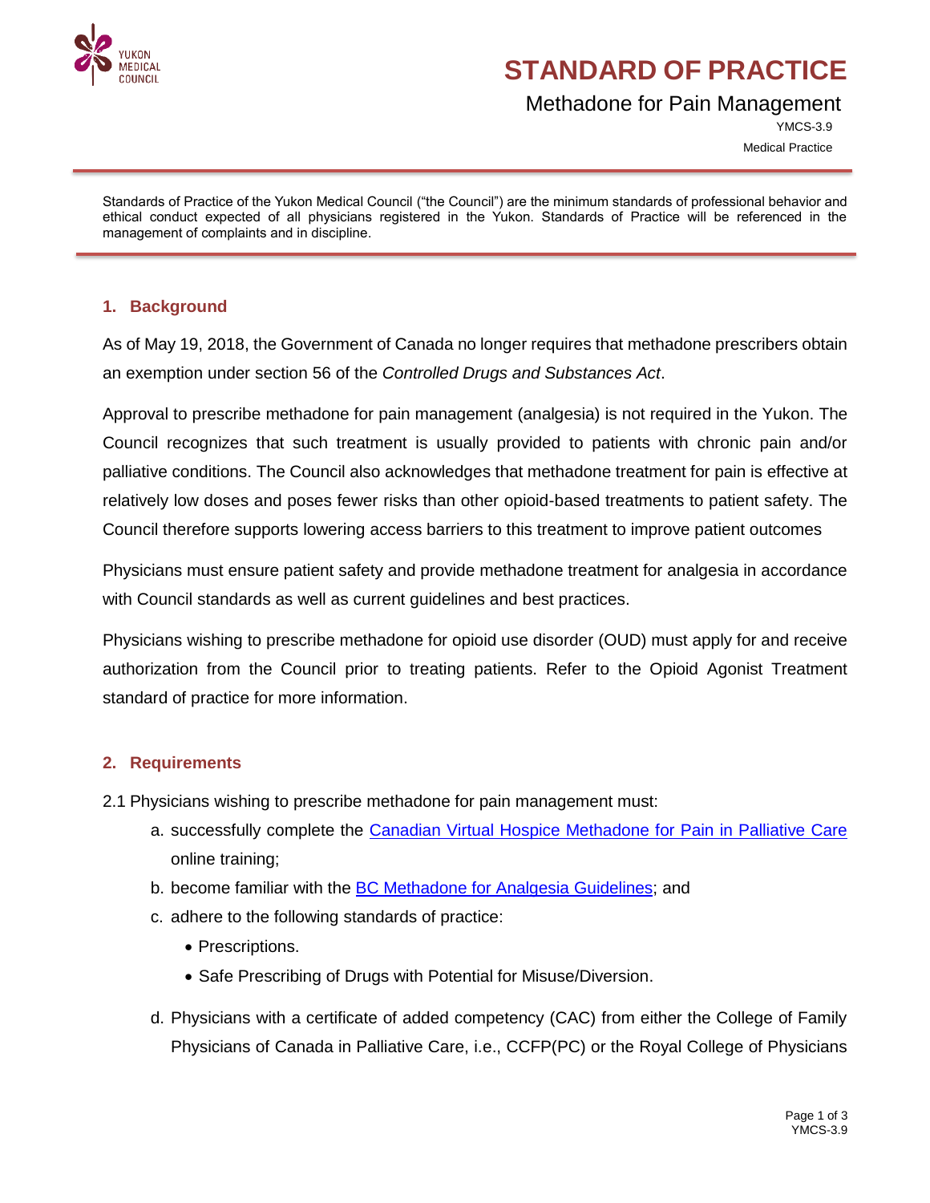YUKON MEDICAL COUNCIL

# STANDARD OF PRACTICE

## Methadone for Pain Management

YMCS-3.9

Medical Practice

Standards of Practice of the Yukon Medical Council ("the Council") are the minimum standards of professional behavior and ethical conduct expected of all physicians registered in the Yukon. Standards of Practice will be referenced in the management of complaints and in discipline.

### 1. Background

As of May 19, 2018, the Government of Canada no longer requires that methadone prescribers obtain an exemption under section 56 of the *Controlled Drugs and Substances Act*.

Approval to prescribe methadone for pain management (analgesia) is not required in the Yukon. The Council recognizes that such treatment is usually provided to patients with chronic pain and/or palliative conditions. The Council also acknowledges that methadone treatment for pain is effective at relatively low doses and poses fewer risks than other opioid-based treatments to patient safety. The Council therefore supports lowering access barriers to this treatment to improve patient outcomes

Physicians must ensure patient safety and provide methadone treatment for analgesia in accordance with Council standards as well as current guidelines and best practices.

Physicians wishing to prescribe methadone for opioid use disorder (OUD) must apply for and receive authorization from the Council prior to treating patients. Refer to the Opioid Agonist Treatment standard of practice for more information.

### 2. Requirements

2.1 Physicians wishing to prescribe methadone for pain management must:

a. successfully complete the Canadian Virtual Hospice Methadone for Pain in Palliative Care online training;

b. become familiar with the BC Methadone for Analgesia Guidelines; and

c. adhere to the following standards of practice:
   - Prescriptions.
   - Safe Prescribing of Drugs with Potential for Misuse/Diversion.

d. Physicians with a certificate of added competency (CAC) from either the College of Family Physicians of Canada in Palliative Care, i.e., CCFP(PC) or the Royal College of Physicians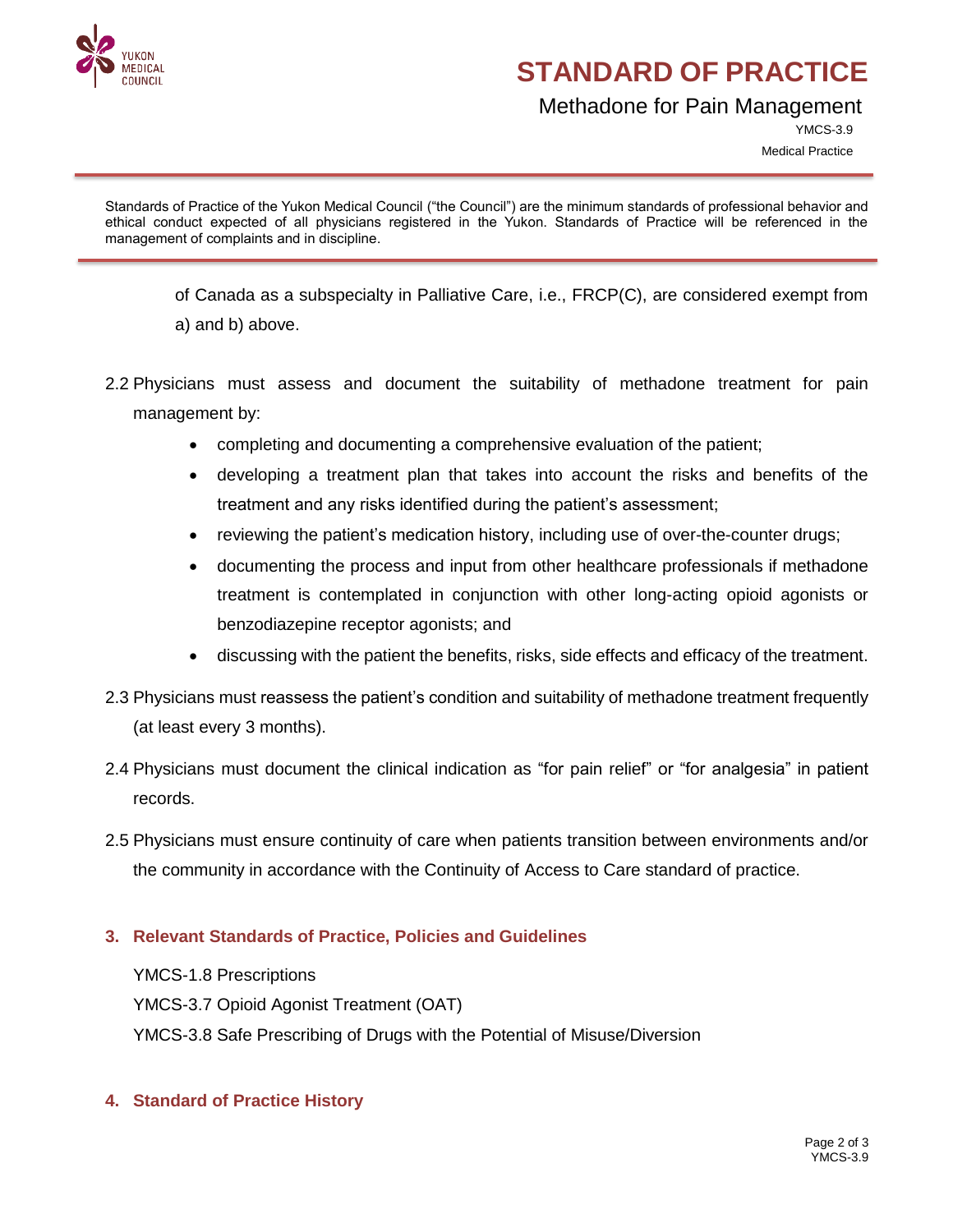of Canada as a subspecialty in Palliative Care, i.e., FRCP(C), are considered exempt from a) and b) above.

2.2 Physicians must assess and document the suitability of methadone treatment for pain management by:

- completing and documenting a comprehensive evaluation of the patient;
- developing a treatment plan that takes into account the risks and benefits of the treatment and any risks identified during the patient's assessment;
- reviewing the patient's medication history, including use of over-the-counter drugs;
- documenting the process and input from other healthcare professionals if methadone treatment is contemplated in conjunction with other long-acting opioid agonists or benzodiazepine receptor agonists; and
- discussing with the patient the benefits, risks, side effects and efficacy of the treatment.

2.3 Physicians must reassess the patient's condition and suitability of methadone treatment frequently (at least every 3 months).

2.4 Physicians must document the clinical indication as "for pain relief" or "for analgesia" in patient records.

2.5 Physicians must ensure continuity of care when patients transition between environments and/or the community in accordance with the Continuity of Access to Care standard of practice.

## 3. Relevant Standards of Practice, Policies and Guidelines

YMCS-1.8 Prescriptions

YMCS-3.7 Opioid Agonist Treatment (OAT)

YMCS-3.8 Safe Prescribing of Drugs with the Potential of Misuse/Diversion

## 4. Standard of Practice History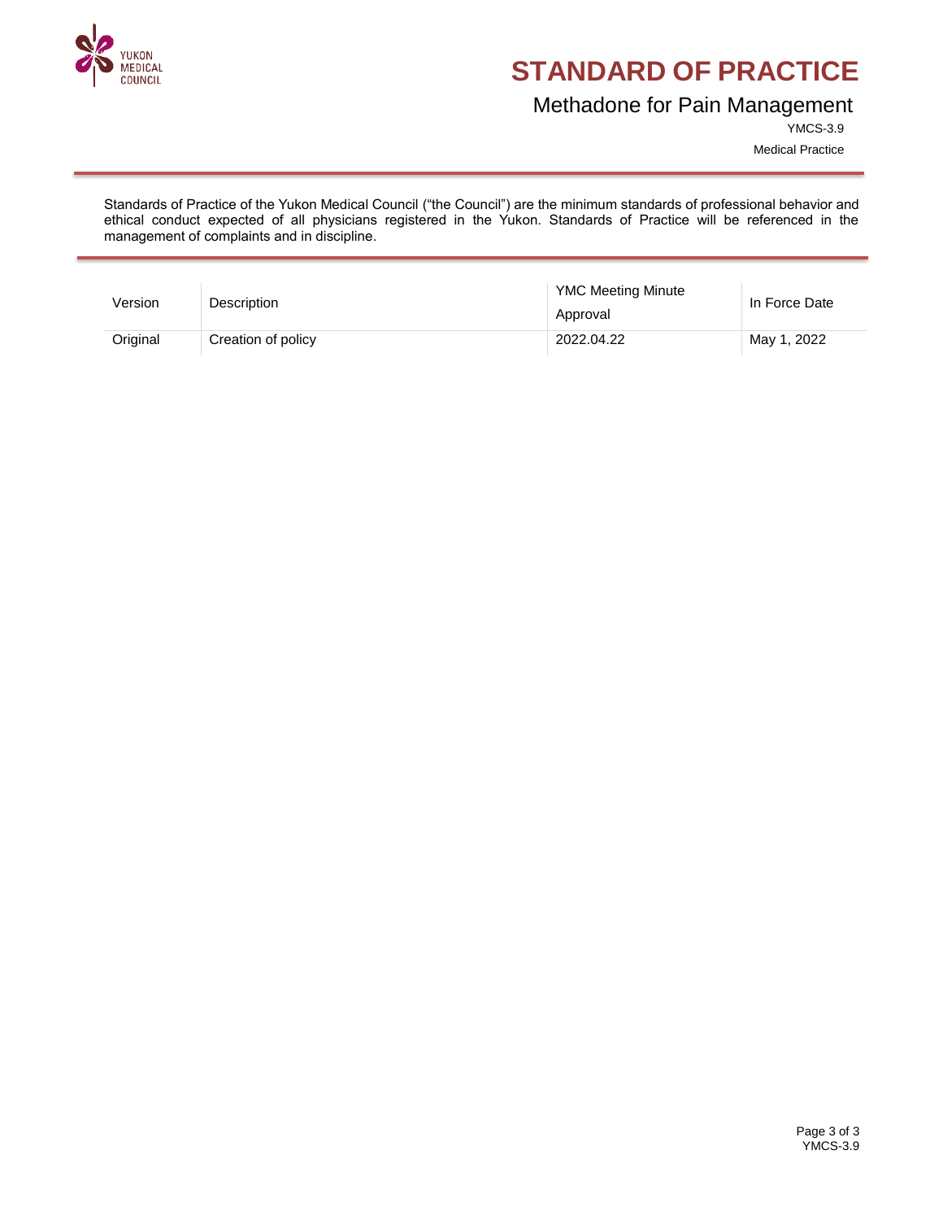# STANDARD OF PRACTICE

## Methadone for Pain Management

YMCS-3.9

Medical Practice

Standards of Practice of the Yukon Medical Council ("the Council") are the minimum standards of professional behavior and ethical conduct expected of all physicians registered in the Yukon. Standards of Practice will be referenced in the management of complaints and in discipline.

| Version | Description | YMC Meeting Minute Approval | In Force Date |
|---|---|---|---|
| Original | Creation of policy | 2022.04.22 | May 1, 2022 |